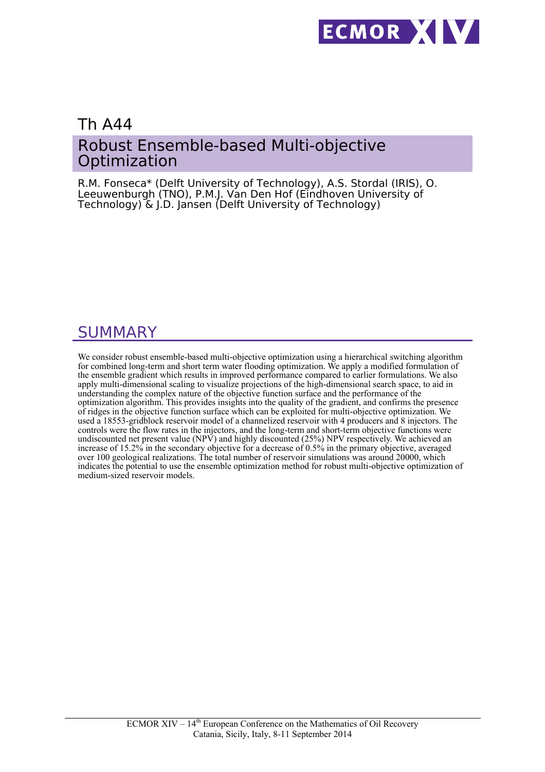Th A44

# Robust Ensemble-based Multi-objective Optimization

R.M. Fonseca* (Delft University of Technology), A.S. Stordal (IRIS), O. Leeuwenburgh (TNO), P.M.J. Van Den Hof (Eindhoven University of Technology) & J.D. Jansen (Delft University of Technology)

## SUMMARY

We consider robust ensemble-based multi-objective optimization using a hierarchical switching algorithm for combined long-term and short term water flooding optimization. We apply a modified formulation of the ensemble gradient which results in improved performance compared to earlier formulations. We also apply multi-dimensional scaling to visualize projections of the high-dimensional search space, to aid in understanding the complex nature of the objective function surface and the performance of the optimization algorithm. This provides insights into the quality of the gradient, and confirms the presence of ridges in the objective function surface which can be exploited for multi-objective optimization. We used a 18553-gridblock reservoir model of a channelized reservoir with 4 producers and 8 injectors. The controls were the flow rates in the injectors, and the long-term and short-term objective functions were undiscounted net present value (NPV) and highly discounted (25%) NPV respectively. We achieved an increase of 15.2% in the secondary objective for a decrease of 0.5% in the primary objective, averaged over 100 geological realizations. The total number of reservoir simulations was around 20000, which indicates the potential to use the ensemble optimization method for robust multi-objective optimization of medium-sized reservoir models.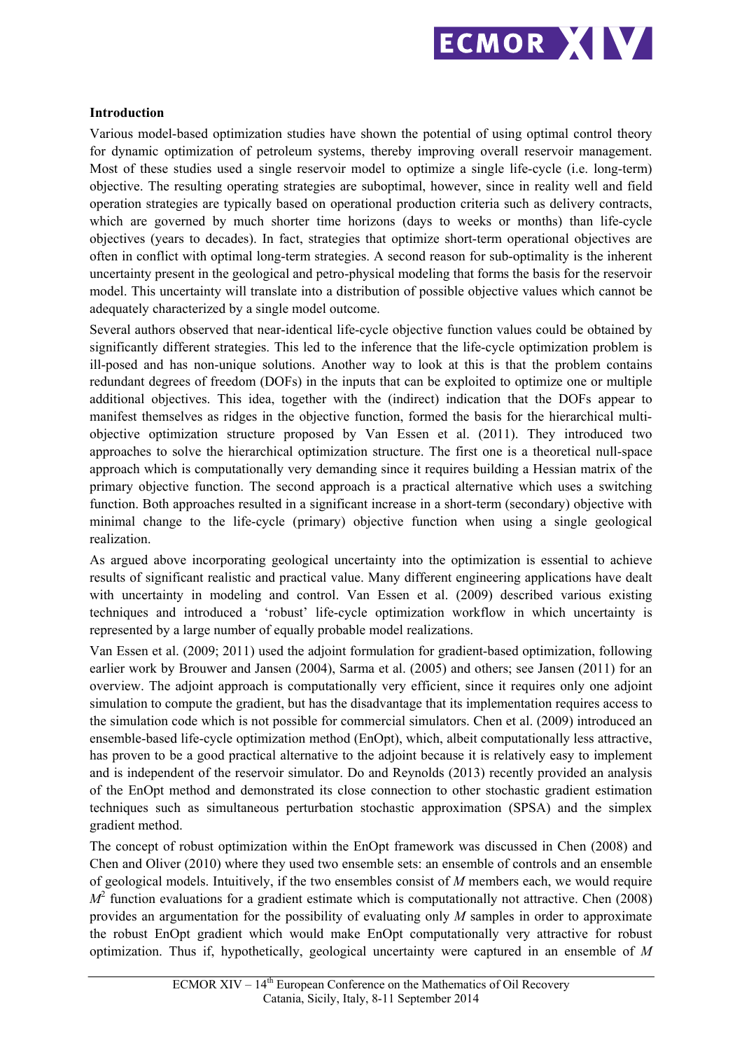### Introduction

Various model-based optimization studies have shown the potential of using optimal control theory for dynamic optimization of petroleum systems, thereby improving overall reservoir management. Most of these studies used a single reservoir model to optimize a single life-cycle (i.e. long-term) objective. The resulting operating strategies are suboptimal, however, since in reality well and field operation strategies are typically based on operational production criteria such as delivery contracts, which are governed by much shorter time horizons (days to weeks or months) than life-cycle objectives (years to decades). In fact, strategies that optimize short-term operational objectives are often in conflict with optimal long-term strategies. A second reason for sub-optimality is the inherent uncertainty present in the geological and petro-physical modeling that forms the basis for the reservoir model. This uncertainty will translate into a distribution of possible objective values which cannot be adequately characterized by a single model outcome.

Several authors observed that near-identical life-cycle objective function values could be obtained by significantly different strategies. This led to the inference that the life-cycle optimization problem is ill-posed and has non-unique solutions. Another way to look at this is that the problem contains redundant degrees of freedom (DOFs) in the inputs that can be exploited to optimize one or multiple additional objectives. This idea, together with the (indirect) indication that the DOFs appear to manifest themselves as ridges in the objective function, formed the basis for the hierarchical multi-objective optimization structure proposed by Van Essen et al. (2011). They introduced two approaches to solve the hierarchical optimization structure. The first one is a theoretical null-space approach which is computationally very demanding since it requires building a Hessian matrix of the primary objective function. The second approach is a practical alternative which uses a switching function. Both approaches resulted in a significant increase in a short-term (secondary) objective with minimal change to the life-cycle (primary) objective function when using a single geological realization.

As argued above incorporating geological uncertainty into the optimization is essential to achieve results of significant realistic and practical value. Many different engineering applications have dealt with uncertainty in modeling and control. Van Essen et al. (2009) described various existing techniques and introduced a 'robust' life-cycle optimization workflow in which uncertainty is represented by a large number of equally probable model realizations.

Van Essen et al. (2009; 2011) used the adjoint formulation for gradient-based optimization, following earlier work by Brouwer and Jansen (2004), Sarma et al. (2005) and others; see Jansen (2011) for an overview. The adjoint approach is computationally very efficient, since it requires only one adjoint simulation to compute the gradient, but has the disadvantage that its implementation requires access to the simulation code which is not possible for commercial simulators. Chen et al. (2009) introduced an ensemble-based life-cycle optimization method (EnOpt), which, albeit computationally less attractive, has proven to be a good practical alternative to the adjoint because it is relatively easy to implement and is independent of the reservoir simulator. Do and Reynolds (2013) recently provided an analysis of the EnOpt method and demonstrated its close connection to other stochastic gradient estimation techniques such as simultaneous perturbation stochastic approximation (SPSA) and the simplex gradient method.

The concept of robust optimization within the EnOpt framework was discussed in Chen (2008) and Chen and Oliver (2010) where they used two ensemble sets: an ensemble of controls and an ensemble of geological models. Intuitively, if the two ensembles consist of $M$ members each, we would require $M^2$ function evaluations for a gradient estimate which is computationally not attractive. Chen (2008) provides an argumentation for the possibility of evaluating only $M$ samples in order to approximate the robust EnOpt gradient which would make EnOpt computationally very attractive for robust optimization. Thus if, hypothetically, geological uncertainty were captured in an ensemble of $M$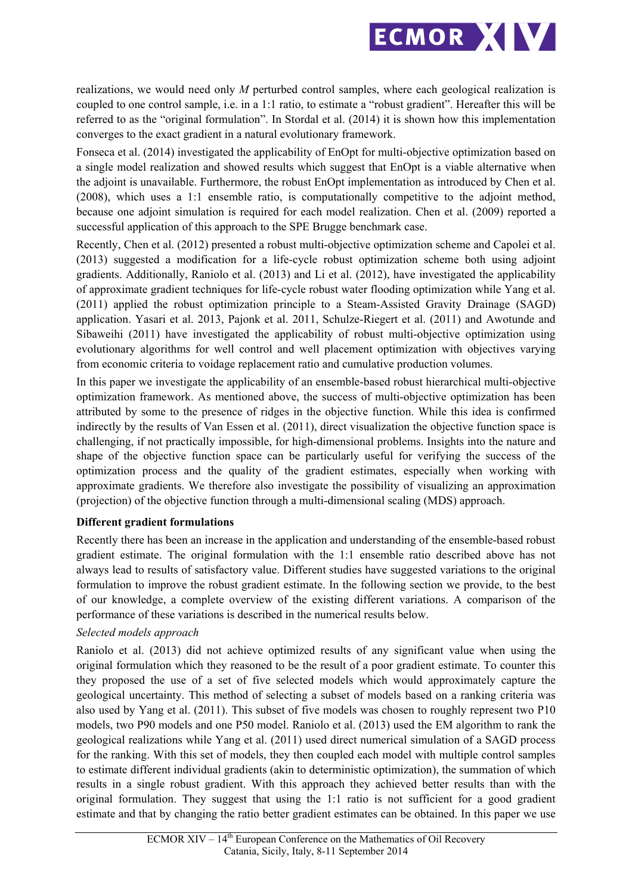realizations, we would need only *M* perturbed control samples, where each geological realization is coupled to one control sample, i.e. in a 1:1 ratio, to estimate a "robust gradient". Hereafter this will be referred to as the "original formulation". In Stordal et al. (2014) it is shown how this implementation converges to the exact gradient in a natural evolutionary framework.

Fonseca et al. (2014) investigated the applicability of EnOpt for multi-objective optimization based on a single model realization and showed results which suggest that EnOpt is a viable alternative when the adjoint is unavailable. Furthermore, the robust EnOpt implementation as introduced by Chen et al. (2008), which uses a 1:1 ensemble ratio, is computationally competitive to the adjoint method, because one adjoint simulation is required for each model realization. Chen et al. (2009) reported a successful application of this approach to the SPE Brugge benchmark case.

Recently, Chen et al. (2012) presented a robust multi-objective optimization scheme and Capolei et al. (2013) suggested a modification for a life-cycle robust optimization scheme both using adjoint gradients. Additionally, Raniolo et al. (2013) and Li et al. (2012), have investigated the applicability of approximate gradient techniques for life-cycle robust water flooding optimization while Yang et al. (2011) applied the robust optimization principle to a Steam-Assisted Gravity Drainage (SAGD) application. Yasari et al. 2013, Pajonk et al. 2011, Schulze-Riegert et al. (2011) and Awotunde and Sibaweihi (2011) have investigated the applicability of robust multi-objective optimization using evolutionary algorithms for well control and well placement optimization with objectives varying from economic criteria to voidage replacement ratio and cumulative production volumes.

In this paper we investigate the applicability of an ensemble-based robust hierarchical multi-objective optimization framework. As mentioned above, the success of multi-objective optimization has been attributed by some to the presence of ridges in the objective function. While this idea is confirmed indirectly by the results of Van Essen et al. (2011), direct visualization the objective function space is challenging, if not practically impossible, for high-dimensional problems. Insights into the nature and shape of the objective function space can be particularly useful for verifying the success of the optimization process and the quality of the gradient estimates, especially when working with approximate gradients. We therefore also investigate the possibility of visualizing an approximation (projection) of the objective function through a multi-dimensional scaling (MDS) approach.

**Different gradient formulations**

Recently there has been an increase in the application and understanding of the ensemble-based robust gradient estimate. The original formulation with the 1:1 ensemble ratio described above has not always lead to results of satisfactory value. Different studies have suggested variations to the original formulation to improve the robust gradient estimate. In the following section we provide, to the best of our knowledge, a complete overview of the existing different variations. A comparison of the performance of these variations is described in the numerical results below.

*Selected models approach*

Raniolo et al. (2013) did not achieve optimized results of any significant value when using the original formulation which they reasoned to be the result of a poor gradient estimate. To counter this they proposed the use of a set of five selected models which would approximately capture the geological uncertainty. This method of selecting a subset of models based on a ranking criteria was also used by Yang et al. (2011). This subset of five models was chosen to roughly represent two P10 models, two P90 models and one P50 model. Raniolo et al. (2013) used the EM algorithm to rank the geological realizations while Yang et al. (2011) used direct numerical simulation of a SAGD process for the ranking. With this set of models, they then coupled each model with multiple control samples to estimate different individual gradients (akin to deterministic optimization), the summation of which results in a single robust gradient. With this approach they achieved better results than with the original formulation. They suggest that using the 1:1 ratio is not sufficient for a good gradient estimate and that by changing the ratio better gradient estimates can be obtained. In this paper we use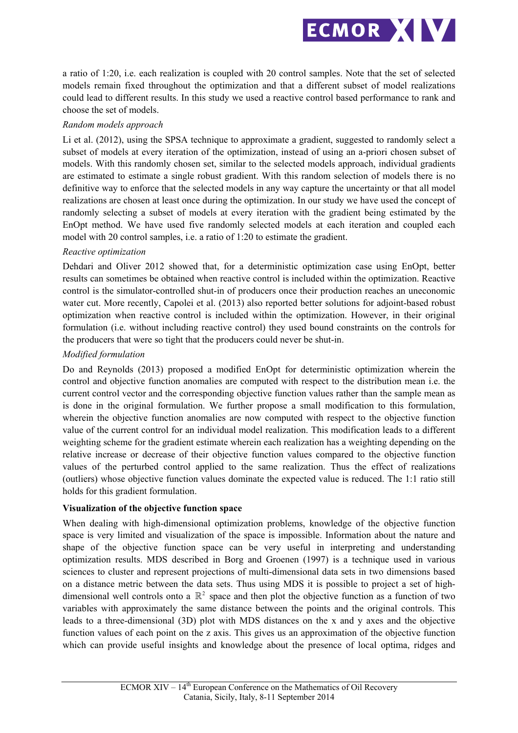a ratio of 1:20, i.e. each realization is coupled with 20 control samples. Note that the set of selected models remain fixed throughout the optimization and that a different subset of model realizations could lead to different results. In this study we used a reactive control based performance to rank and choose the set of models.

*Random models approach*

Li et al. (2012), using the SPSA technique to approximate a gradient, suggested to randomly select a subset of models at every iteration of the optimization, instead of using an a-priori chosen subset of models. With this randomly chosen set, similar to the selected models approach, individual gradients are estimated to estimate a single robust gradient. With this random selection of models there is no definitive way to enforce that the selected models in any way capture the uncertainty or that all model realizations are chosen at least once during the optimization. In our study we have used the concept of randomly selecting a subset of models at every iteration with the gradient being estimated by the EnOpt method. We have used five randomly selected models at each iteration and coupled each model with 20 control samples, i.e. a ratio of 1:20 to estimate the gradient.

*Reactive optimization*

Dehdari and Oliver 2012 showed that, for a deterministic optimization case using EnOpt, better results can sometimes be obtained when reactive control is included within the optimization. Reactive control is the simulator-controlled shut-in of producers once their production reaches an uneconomic water cut. More recently, Capolei et al. (2013) also reported better solutions for adjoint-based robust optimization when reactive control is included within the optimization. However, in their original formulation (i.e. without including reactive control) they used bound constraints on the controls for the producers that were so tight that the producers could never be shut-in.

*Modified formulation*

Do and Reynolds (2013) proposed a modified EnOpt for deterministic optimization wherein the control and objective function anomalies are computed with respect to the distribution mean i.e. the current control vector and the corresponding objective function values rather than the sample mean as is done in the original formulation. We further propose a small modification to this formulation, wherein the objective function anomalies are now computed with respect to the objective function value of the current control for an individual model realization. This modification leads to a different weighting scheme for the gradient estimate wherein each realization has a weighting depending on the relative increase or decrease of their objective function values compared to the objective function values of the perturbed control applied to the same realization. Thus the effect of realizations (outliers) whose objective function values dominate the expected value is reduced. The 1:1 ratio still holds for this gradient formulation.

**Visualization of the objective function space**

When dealing with high-dimensional optimization problems, knowledge of the objective function space is very limited and visualization of the space is impossible. Information about the nature and shape of the objective function space can be very useful in interpreting and understanding optimization results. MDS described in Borg and Groenen (1997) is a technique used in various sciences to cluster and represent projections of multi-dimensional data sets in two dimensions based on a distance metric between the data sets. Thus using MDS it is possible to project a set of high-dimensional well controls onto a $\mathbb{R}^2$ space and then plot the objective function as a function of two variables with approximately the same distance between the points and the original controls. This leads to a three-dimensional (3D) plot with MDS distances on the x and y axes and the objective function values of each point on the z axis. This gives us an approximation of the objective function which can provide useful insights and knowledge about the presence of local optima, ridges and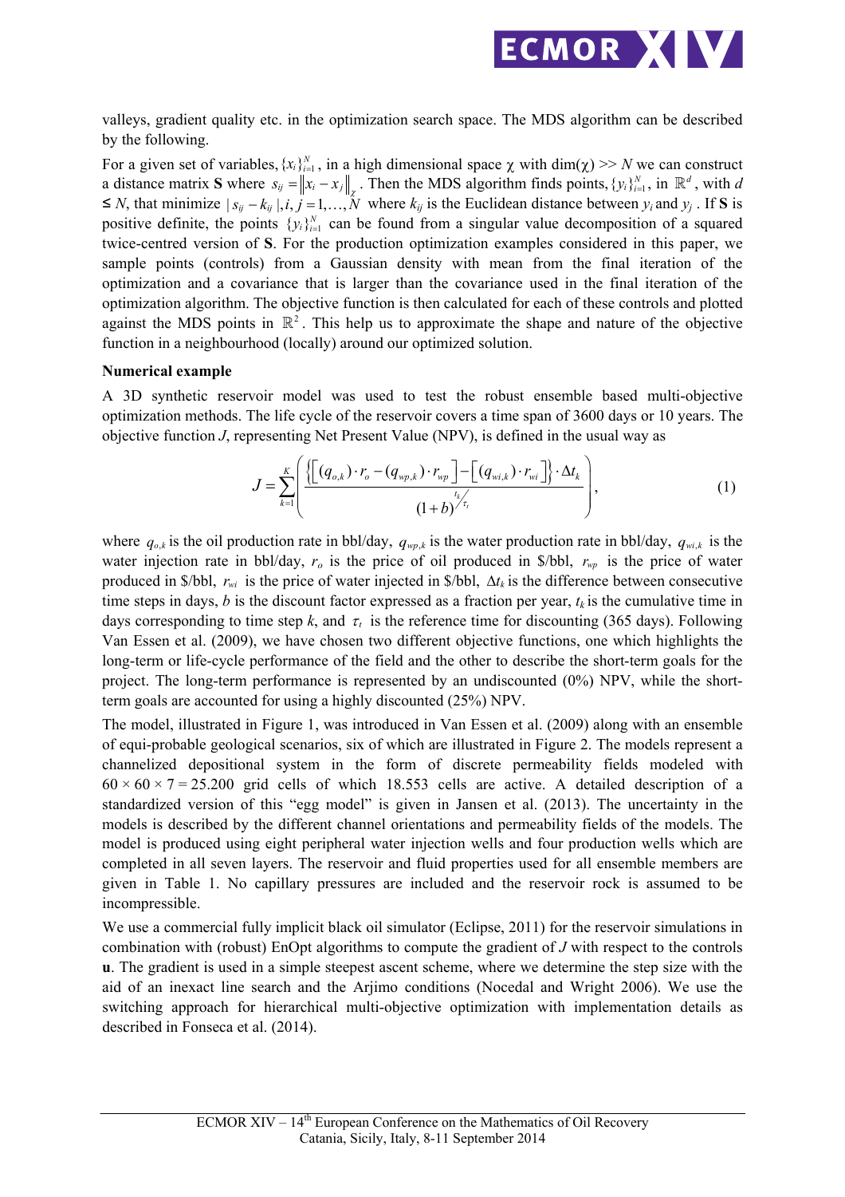valleys, gradient quality etc. in the optimization search space. The MDS algorithm can be described by the following.

For a given set of variables, $\{x_i\}_{i=1}^N$, in a high dimensional space $\chi$ with dim($\chi$) >> $N$ we can construct a distance matrix **S** where $s_{ij} = \|x_i - x_j\|_\chi$. Then the MDS algorithm finds points, $\{y_i\}_{i=1}^N$, in $\mathbb{R}^d$, with $d \leq N$, that minimize $|s_{ij} - k_{ij}|, i, j = 1, \ldots, N$ where $k_{ij}$ is the Euclidean distance between $y_i$ and $y_j$. If **S** is positive definite, the points $\{y_i\}_{i=1}^N$ can be found from a singular value decomposition of a squared twice-centred version of **S**. For the production optimization examples considered in this paper, we sample points (controls) from a Gaussian density with mean from the final iteration of the optimization and a covariance that is larger than the covariance used in the final iteration of the optimization algorithm. The objective function is then calculated for each of these controls and plotted against the MDS points in $\mathbb{R}^2$. This help us to approximate the shape and nature of the objective function in a neighbourhood (locally) around our optimized solution.

**Numerical example**

A 3D synthetic reservoir model was used to test the robust ensemble based multi-objective optimization methods. The life cycle of the reservoir covers a time span of 3600 days or 10 years. The objective function $J$, representing Net Present Value (NPV), is defined in the usual way as

$$J = \sum_{k=1}^{K} \left( \frac{\left\{ \left[ (q_{o,k}) \cdot r_o - (q_{wp,k}) \cdot r_{wp} \right] - \left[ (q_{wi,k}) \cdot r_{wi} \right] \right\} \cdot \Delta t_k}{(1+b)^{t_k / \tau_t}} \right), \tag{1}$$

where $q_{o,k}$ is the oil production rate in bbl/day, $q_{wp,k}$ is the water production rate in bbl/day, $q_{wi,k}$ is the water injection rate in bbl/day, $r_o$ is the price of oil produced in \$/bbl, $r_{wp}$ is the price of water produced in \$/bbl, $r_{wi}$ is the price of water injected in \$/bbl, $\Delta t_k$ is the difference between consecutive time steps in days, $b$ is the discount factor expressed as a fraction per year, $t_k$ is the cumulative time in days corresponding to time step $k$, and $\tau_t$ is the reference time for discounting (365 days). Following Van Essen et al. (2009), we have chosen two different objective functions, one which highlights the long-term or life-cycle performance of the field and the other to describe the short-term goals for the project. The long-term performance is represented by an undiscounted (0%) NPV, while the short-term goals are accounted for using a highly discounted (25%) NPV.

The model, illustrated in Figure 1, was introduced in Van Essen et al. (2009) along with an ensemble of equi-probable geological scenarios, six of which are illustrated in Figure 2. The models represent a channelized depositional system in the form of discrete permeability fields modeled with $60 \times 60 \times 7 = 25.200$ grid cells of which 18.553 cells are active. A detailed description of a standardized version of this "egg model" is given in Jansen et al. (2013). The uncertainty in the models is described by the different channel orientations and permeability fields of the models. The model is produced using eight peripheral water injection wells and four production wells which are completed in all seven layers. The reservoir and fluid properties used for all ensemble members are given in Table 1. No capillary pressures are included and the reservoir rock is assumed to be incompressible.

We use a commercial fully implicit black oil simulator (Eclipse, 2011) for the reservoir simulations in combination with (robust) EnOpt algorithms to compute the gradient of $J$ with respect to the controls **u**. The gradient is used in a simple steepest ascent scheme, where we determine the step size with the aid of an inexact line search and the Arjimo conditions (Nocedal and Wright 2006). We use the switching approach for hierarchical multi-objective optimization with implementation details as described in Fonseca et al. (2014).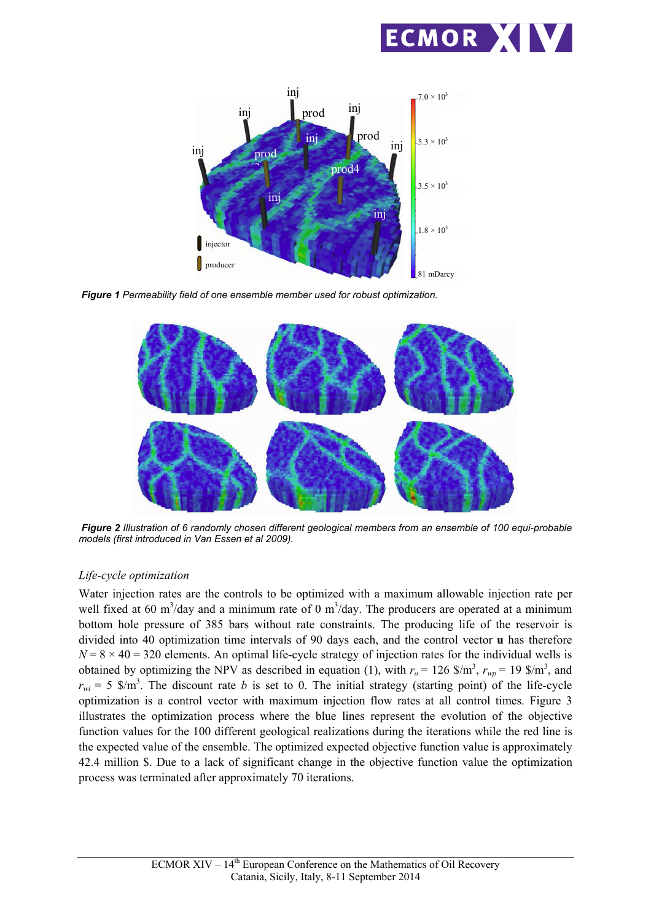**Figure 1** Permeability field of one ensemble member used for robust optimization.

**Figure 2** Illustration of 6 randomly chosen different geological members from an ensemble of 100 equi-probable models (first introduced in Van Essen et al 2009).

*Life-cycle optimization*

Water injection rates are the controls to be optimized with a maximum allowable injection rate per well fixed at 60 $m^3$/day and a minimum rate of 0 $m^3$/day. The producers are operated at a minimum bottom hole pressure of 385 bars without rate constraints. The producing life of the reservoir is divided into 40 optimization time intervals of 90 days each, and the control vector **u** has therefore $N = 8 \times 40 = 320$ elements. An optimal life-cycle strategy of injection rates for the individual wells is obtained by optimizing the NPV as described in equation (1), with $r_o = 126$ \$/$m^3$, $r_{wp} = 19$ \$/$m^3$, and $r_{wi} = 5$ \$/$m^3$. The discount rate $b$ is set to 0. The initial strategy (starting point) of the life-cycle optimization is a control vector with maximum injection flow rates at all control times. Figure 3 illustrates the optimization process where the blue lines represent the evolution of the objective function values for the 100 different geological realizations during the iterations while the red line is the expected value of the ensemble. The optimized expected objective function value is approximately 42.4 million \$. Due to a lack of significant change in the objective function value the optimization process was terminated after approximately 70 iterations.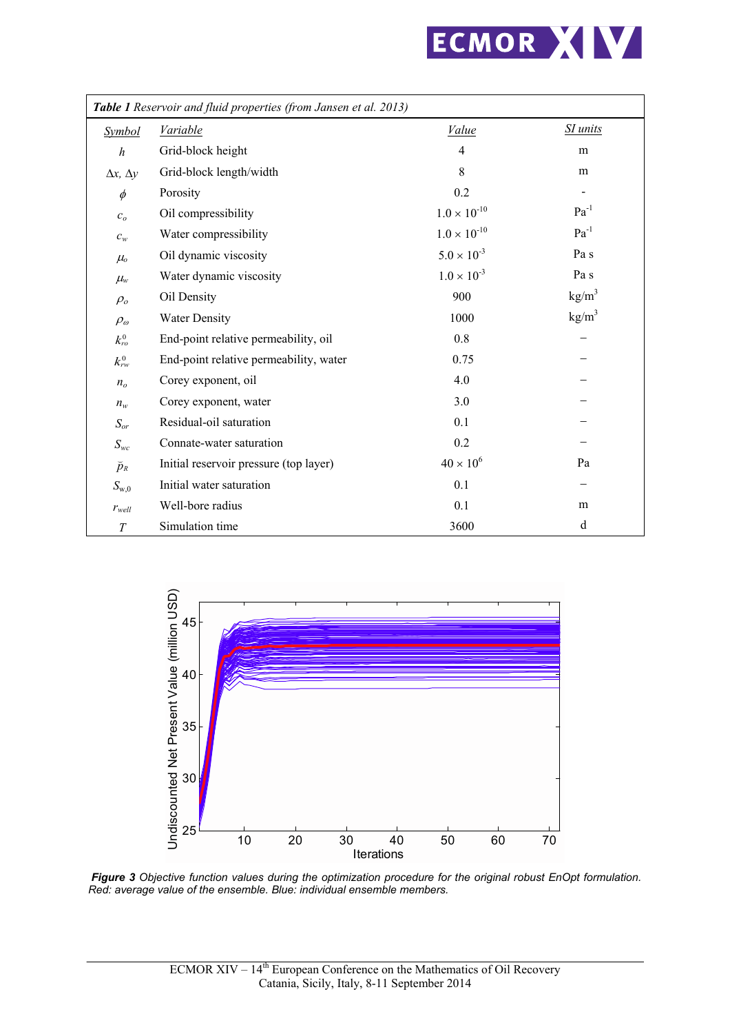| *Table 1 Reservoir and fluid properties (from Jansen et al. 2013)* | | | |
|---|---|---|---|
| Symbol | Variable | Value | SI units |
| $h$ | Grid-block height | 4 | m |
| $\Delta x$, $\Delta y$ | Grid-block length/width | 8 | m |
| $\phi$ | Porosity | 0.2 | - |
| $c_o$ | Oil compressibility | $1.0 \times 10^{-10}$ | $Pa^{-1}$ |
| $c_w$ | Water compressibility | $1.0 \times 10^{-10}$ | $Pa^{-1}$ |
| $\mu_o$ | Oil dynamic viscosity | $5.0 \times 10^{-3}$ | Pa s |
| $\mu_w$ | Water dynamic viscosity | $1.0 \times 10^{-3}$ | Pa s |
| $\rho_o$ | Oil Density | 900 | $kg/m^3$ |
| $\rho_\omega$ | Water Density | 1000 | $kg/m^3$ |
| $k_{ro}^0$ | End-point relative permeability, oil | 0.8 | – |
| $k_{rw}^0$ | End-point relative permeability, water | 0.75 | – |
| $n_o$ | Corey exponent, oil | 4.0 | – |
| $n_w$ | Corey exponent, water | 3.0 | – |
| $S_{or}$ | Residual-oil saturation | 0.1 | – |
| $S_{wc}$ | Connate-water saturation | 0.2 | – |
| $\breve{p}_R$ | Initial reservoir pressure (top layer) | $40 \times 10^6$ | Pa |
| $S_{w,0}$ | Initial water saturation | 0.1 | – |
| $r_{well}$ | Well-bore radius | 0.1 | m |
| $T$ | Simulation time | 3600 | d |

***Figure 3*** *Objective function values during the optimization procedure for the original robust EnOpt formulation. Red: average value of the ensemble. Blue: individual ensemble members.*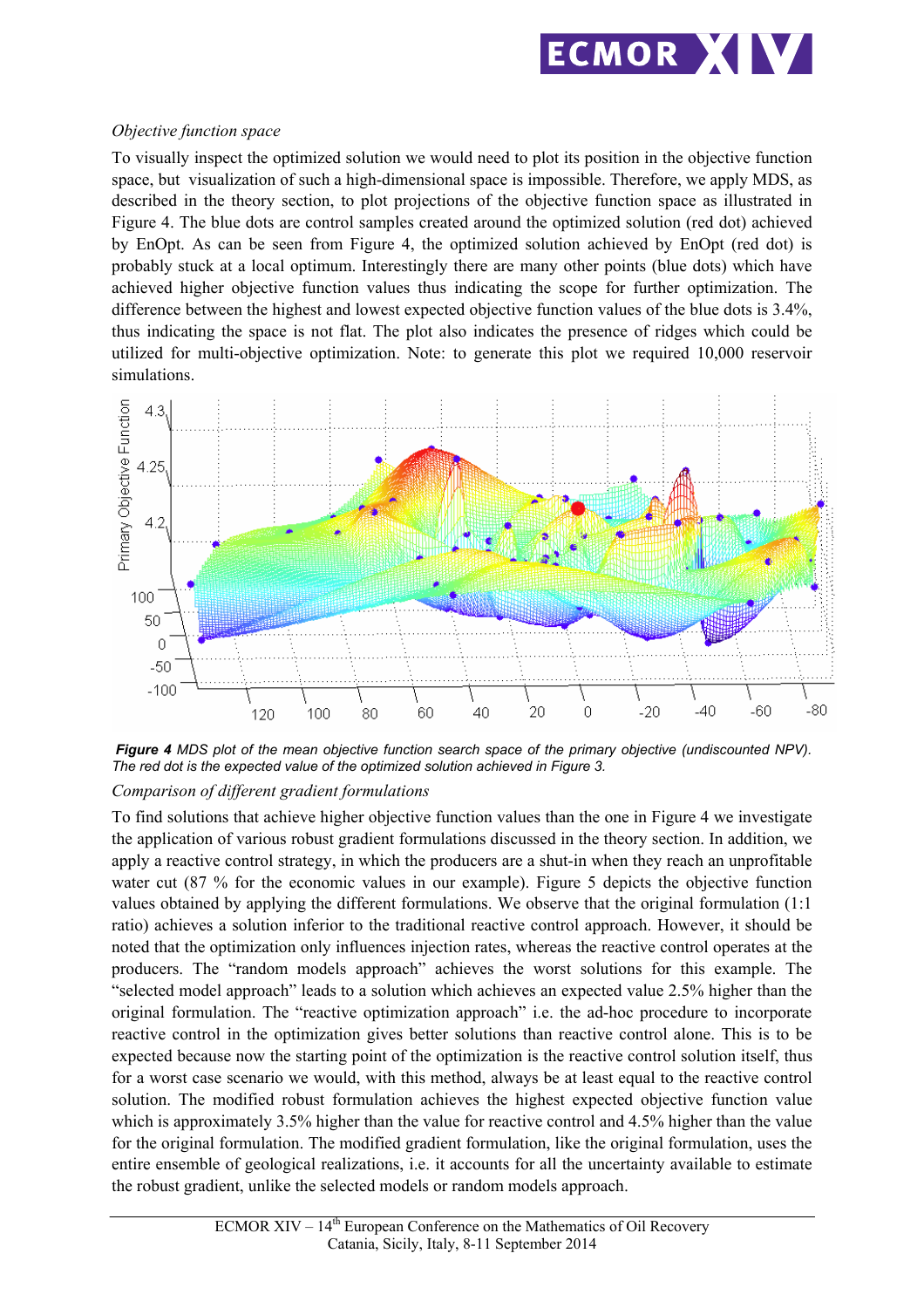*Objective function space*

To visually inspect the optimized solution we would need to plot its position in the objective function space, but visualization of such a high-dimensional space is impossible. Therefore, we apply MDS, as described in the theory section, to plot projections of the objective function space as illustrated in Figure 4. The blue dots are control samples created around the optimized solution (red dot) achieved by EnOpt. As can be seen from Figure 4, the optimized solution achieved by EnOpt (red dot) is probably stuck at a local optimum. Interestingly there are many other points (blue dots) which have achieved higher objective function values thus indicating the scope for further optimization. The difference between the highest and lowest expected objective function values of the blue dots is 3.4%, thus indicating the space is not flat. The plot also indicates the presence of ridges which could be utilized for multi-objective optimization. Note: to generate this plot we required 10,000 reservoir simulations.

***Figure 4*** *MDS plot of the mean objective function search space of the primary objective (undiscounted NPV). The red dot is the expected value of the optimized solution achieved in Figure 3.*

*Comparison of different gradient formulations*

To find solutions that achieve higher objective function values than the one in Figure 4 we investigate the application of various robust gradient formulations discussed in the theory section. In addition, we apply a reactive control strategy, in which the producers are a shut-in when they reach an unprofitable water cut (87 % for the economic values in our example). Figure 5 depicts the objective function values obtained by applying the different formulations. We observe that the original formulation (1:1 ratio) achieves a solution inferior to the traditional reactive control approach. However, it should be noted that the optimization only influences injection rates, whereas the reactive control operates at the producers. The "random models approach" achieves the worst solutions for this example. The "selected model approach" leads to a solution which achieves an expected value 2.5% higher than the original formulation. The "reactive optimization approach" i.e. the ad-hoc procedure to incorporate reactive control in the optimization gives better solutions than reactive control alone. This is to be expected because now the starting point of the optimization is the reactive control solution itself, thus for a worst case scenario we would, with this method, always be at least equal to the reactive control solution. The modified robust formulation achieves the highest expected objective function value which is approximately 3.5% higher than the value for reactive control and 4.5% higher than the value for the original formulation. The modified gradient formulation, like the original formulation, uses the entire ensemble of geological realizations, i.e. it accounts for all the uncertainty available to estimate the robust gradient, unlike the selected models or random models approach.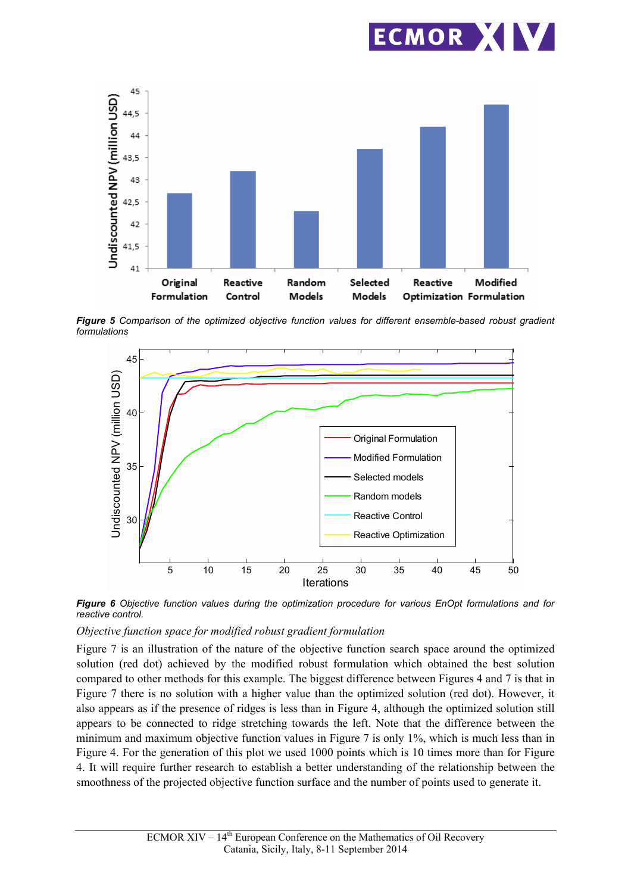**Figure 5** *Comparison of the optimized objective function values for different ensemble-based robust gradient formulations*

**Figure 6** *Objective function values during the optimization procedure for various EnOpt formulations and for reactive control.*

*Objective function space for modified robust gradient formulation*

Figure 7 is an illustration of the nature of the objective function search space around the optimized solution (red dot) achieved by the modified robust formulation which obtained the best solution compared to other methods for this example. The biggest difference between Figures 4 and 7 is that in Figure 7 there is no solution with a higher value than the optimized solution (red dot). However, it also appears as if the presence of ridges is less than in Figure 4, although the optimized solution still appears to be connected to ridge stretching towards the left. Note that the difference between the minimum and maximum objective function values in Figure 7 is only 1%, which is much less than in Figure 4. For the generation of this plot we used 1000 points which is 10 times more than for Figure 4. It will require further research to establish a better understanding of the relationship between the smoothness of the projected objective function surface and the number of points used to generate it.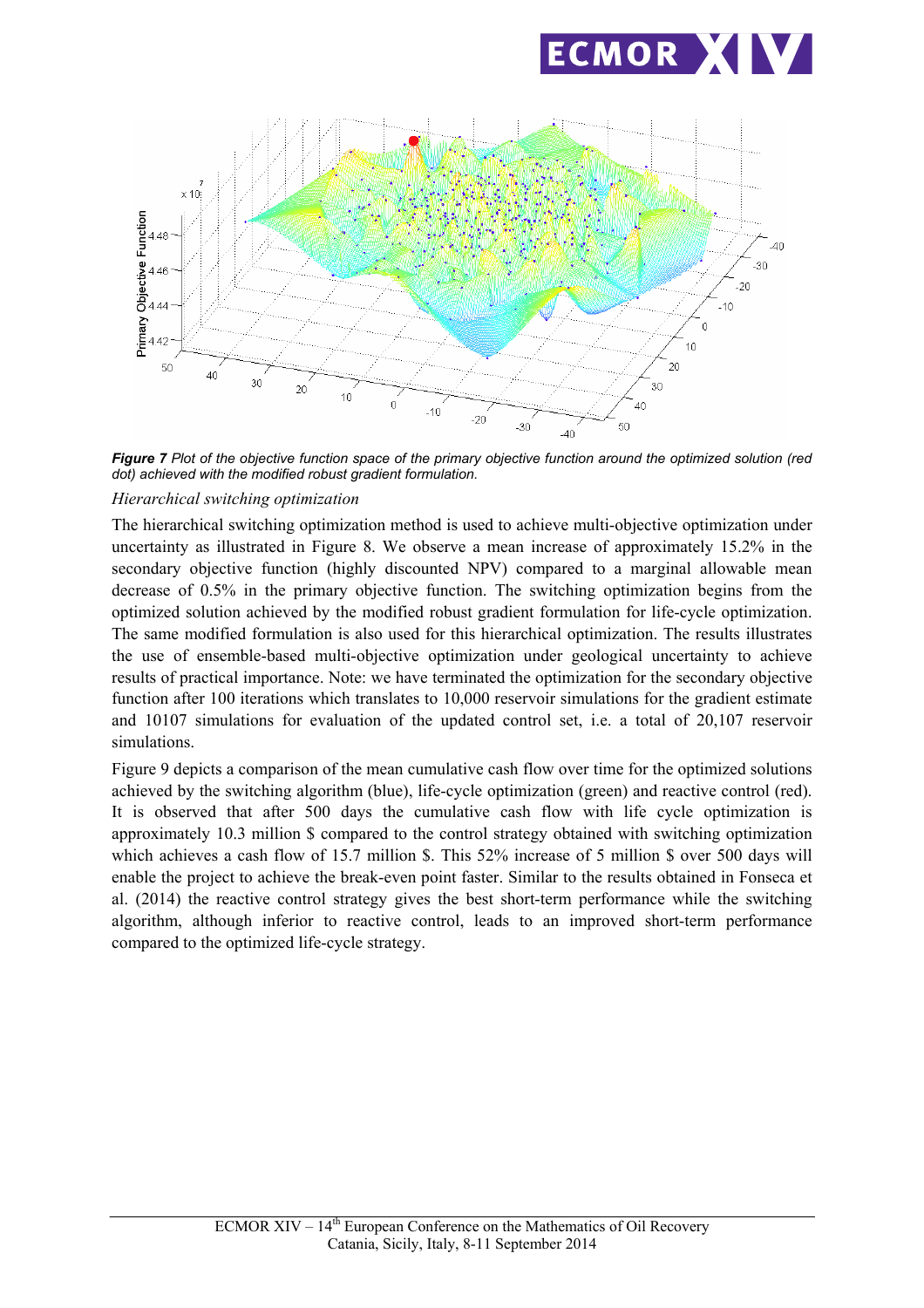*Figure 7 Plot of the objective function space of the primary objective function around the optimized solution (red dot) achieved with the modified robust gradient formulation.*

*Hierarchical switching optimization*

The hierarchical switching optimization method is used to achieve multi-objective optimization under uncertainty as illustrated in Figure 8. We observe a mean increase of approximately 15.2% in the secondary objective function (highly discounted NPV) compared to a marginal allowable mean decrease of 0.5% in the primary objective function. The switching optimization begins from the optimized solution achieved by the modified robust gradient formulation for life-cycle optimization. The same modified formulation is also used for this hierarchical optimization. The results illustrates the use of ensemble-based multi-objective optimization under geological uncertainty to achieve results of practical importance. Note: we have terminated the optimization for the secondary objective function after 100 iterations which translates to 10,000 reservoir simulations for the gradient estimate and 10107 simulations for evaluation of the updated control set, i.e. a total of 20,107 reservoir simulations.

Figure 9 depicts a comparison of the mean cumulative cash flow over time for the optimized solutions achieved by the switching algorithm (blue), life-cycle optimization (green) and reactive control (red). It is observed that after 500 days the cumulative cash flow with life cycle optimization is approximately 10.3 million $ compared to the control strategy obtained with switching optimization which achieves a cash flow of 15.7 million $. This 52% increase of 5 million $ over 500 days will enable the project to achieve the break-even point faster. Similar to the results obtained in Fonseca et al. (2014) the reactive control strategy gives the best short-term performance while the switching algorithm, although inferior to reactive control, leads to an improved short-term performance compared to the optimized life-cycle strategy.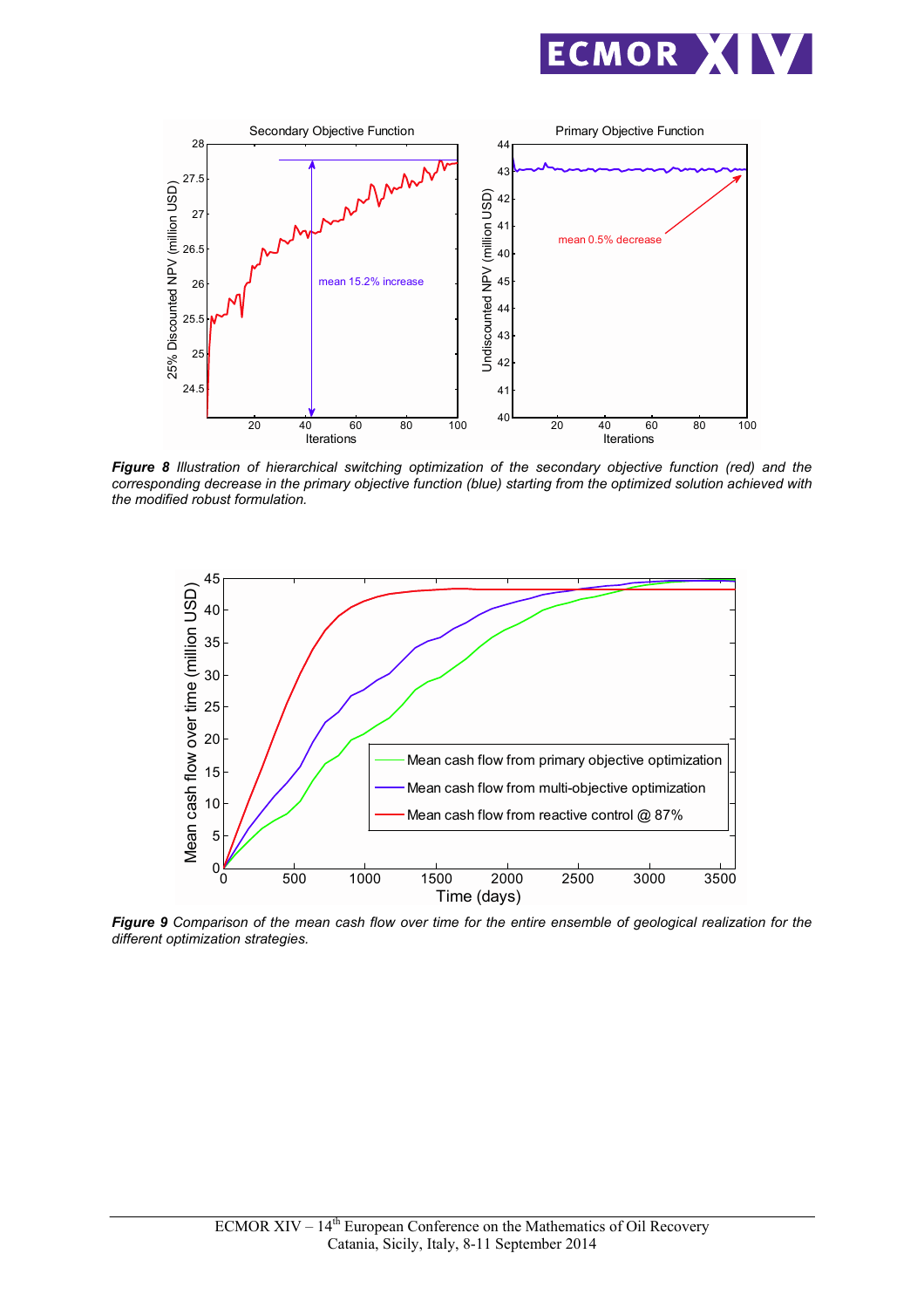***Figure 8*** *Illustration of hierarchical switching optimization of the secondary objective function (red) and the corresponding decrease in the primary objective function (blue) starting from the optimized solution achieved with the modified robust formulation.*

***Figure 9*** *Comparison of the mean cash flow over time for the entire ensemble of geological realization for the different optimization strategies.*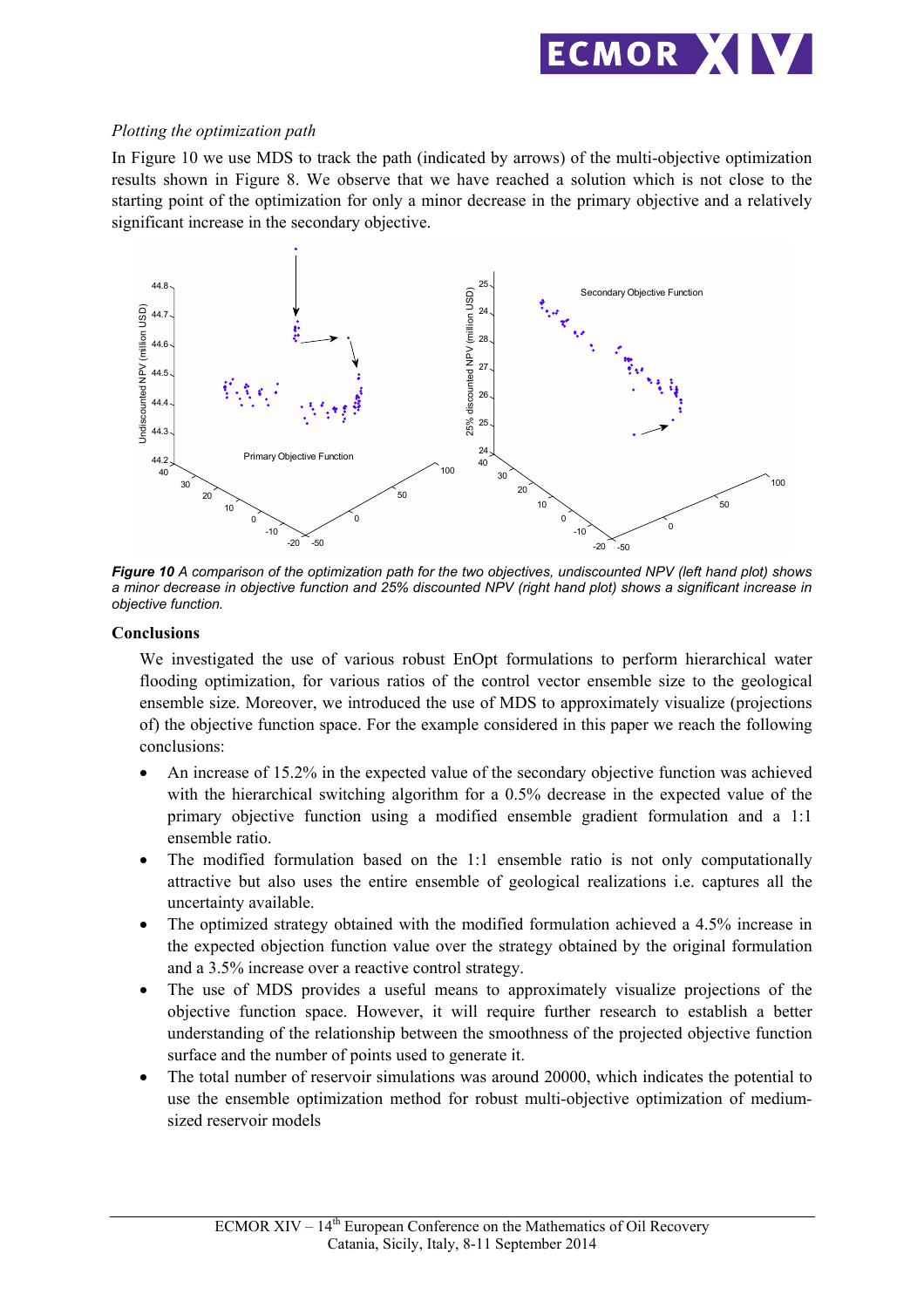*Plotting the optimization path*

In Figure 10 we use MDS to track the path (indicated by arrows) of the multi-objective optimization results shown in Figure 8. We observe that we have reached a solution which is not close to the starting point of the optimization for only a minor decrease in the primary objective and a relatively significant increase in the secondary objective.

***Figure 10*** *A comparison of the optimization path for the two objectives, undiscounted NPV (left hand plot) shows a minor decrease in objective function and 25% discounted NPV (right hand plot) shows a significant increase in objective function.*

## Conclusions

We investigated the use of various robust EnOpt formulations to perform hierarchical water flooding optimization, for various ratios of the control vector ensemble size to the geological ensemble size. Moreover, we introduced the use of MDS to approximately visualize (projections of) the objective function space. For the example considered in this paper we reach the following conclusions:

- An increase of 15.2% in the expected value of the secondary objective function was achieved with the hierarchical switching algorithm for a 0.5% decrease in the expected value of the primary objective function using a modified ensemble gradient formulation and a 1:1 ensemble ratio.
- The modified formulation based on the 1:1 ensemble ratio is not only computationally attractive but also uses the entire ensemble of geological realizations i.e. captures all the uncertainty available.
- The optimized strategy obtained with the modified formulation achieved a 4.5% increase in the expected objection function value over the strategy obtained by the original formulation and a 3.5% increase over a reactive control strategy.
- The use of MDS provides a useful means to approximately visualize projections of the objective function space. However, it will require further research to establish a better understanding of the relationship between the smoothness of the projected objective function surface and the number of points used to generate it.
- The total number of reservoir simulations was around 20000, which indicates the potential to use the ensemble optimization method for robust multi-objective optimization of medium-sized reservoir models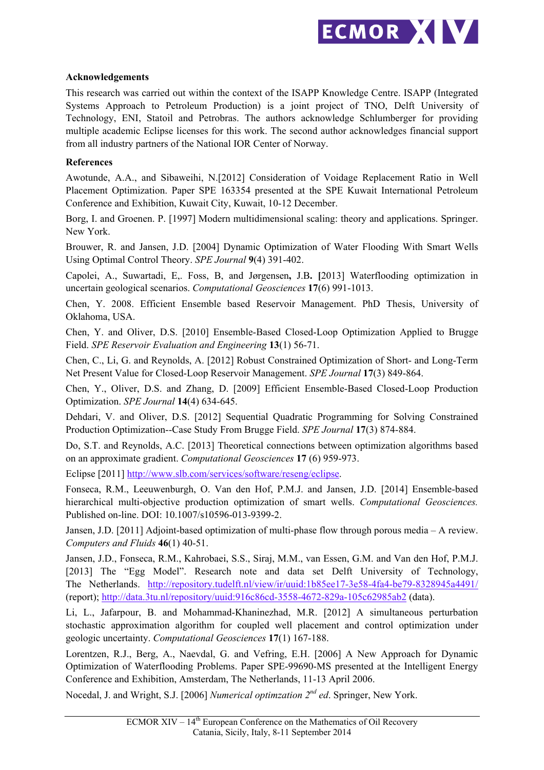**Acknowledgements**

This research was carried out within the context of the ISAPP Knowledge Centre. ISAPP (Integrated Systems Approach to Petroleum Production) is a joint project of TNO, Delft University of Technology, ENI, Statoil and Petrobras. The authors acknowledge Schlumberger for providing multiple academic Eclipse licenses for this work. The second author acknowledges financial support from all industry partners of the National IOR Center of Norway.

**References**

Awotunde, A.A., and Sibaweihi, N.[2012] Consideration of Voidage Replacement Ratio in Well Placement Optimization. Paper SPE 163354 presented at the SPE Kuwait International Petroleum Conference and Exhibition, Kuwait City, Kuwait, 10-12 December.

Borg, I. and Groenen. P. [1997] Modern multidimensional scaling: theory and applications. Springer. New York.

Brouwer, R. and Jansen, J.D. [2004] Dynamic Optimization of Water Flooding With Smart Wells Using Optimal Control Theory. *SPE Journal* **9**(4) 391-402.

Capolei, A., Suwartadi, E,. Foss, B, and Jørgensen**,** J.B**. [**2013] Waterflooding optimization in uncertain geological scenarios. *Computational Geosciences* **17**(6) 991-1013.

Chen, Y. 2008. Efficient Ensemble based Reservoir Management. PhD Thesis, University of Oklahoma, USA.

Chen, Y. and Oliver, D.S. [2010] Ensemble-Based Closed-Loop Optimization Applied to Brugge Field. *SPE Reservoir Evaluation and Engineering* **13**(1) 56-71.

Chen, C., Li, G. and Reynolds, A. [2012] Robust Constrained Optimization of Short- and Long-Term Net Present Value for Closed-Loop Reservoir Management. *SPE Journal* **17**(3) 849-864.

Chen, Y., Oliver, D.S. and Zhang, D. [2009] Efficient Ensemble-Based Closed-Loop Production Optimization. *SPE Journal* **14**(4) 634-645.

Dehdari, V. and Oliver, D.S. [2012] Sequential Quadratic Programming for Solving Constrained Production Optimization--Case Study From Brugge Field. *SPE Journal* **17**(3) 874-884.

Do, S.T. and Reynolds, A.C. [2013] Theoretical connections between optimization algorithms based on an approximate gradient. *Computational Geosciences* **17** (6) 959-973.

Eclipse [2011] http://www.slb.com/services/software/reseng/eclipse.

Fonseca, R.M., Leeuwenburgh, O. Van den Hof, P.M.J. and Jansen, J.D. [2014] Ensemble-based hierarchical multi-objective production optimization of smart wells. *Computational Geosciences.* Published on-line. DOI: 10.1007/s10596-013-9399-2.

Jansen, J.D. [2011] Adjoint-based optimization of multi-phase flow through porous media – A review. *Computers and Fluids* **46**(1) 40-51.

Jansen, J.D., Fonseca, R.M., Kahrobaei, S.S., Siraj, M.M., van Essen, G.M. and Van den Hof, P.M.J. [2013] The "Egg Model". Research note and data set Delft University of Technology, The Netherlands. http://repository.tudelft.nl/view/ir/uuid:1b85ee17-3e58-4fa4-be79-8328945a4491/ (report); http://data.3tu.nl/repository/uuid:916c86cd-3558-4672-829a-105c62985ab2 (data).

Li, L., Jafarpour, B. and Mohammad-Khaninezhad, M.R. [2012] A simultaneous perturbation stochastic approximation algorithm for coupled well placement and control optimization under geologic uncertainty. *Computational Geosciences* **17**(1) 167-188.

Lorentzen, R.J., Berg, A., Naevdal, G. and Vefring, E.H. [2006] A New Approach for Dynamic Optimization of Waterflooding Problems. Paper SPE-99690-MS presented at the Intelligent Energy Conference and Exhibition, Amsterdam, The Netherlands, 11-13 April 2006.

Nocedal, J. and Wright, S.J. [2006] *Numerical optimzation 2nd ed*. Springer, New York.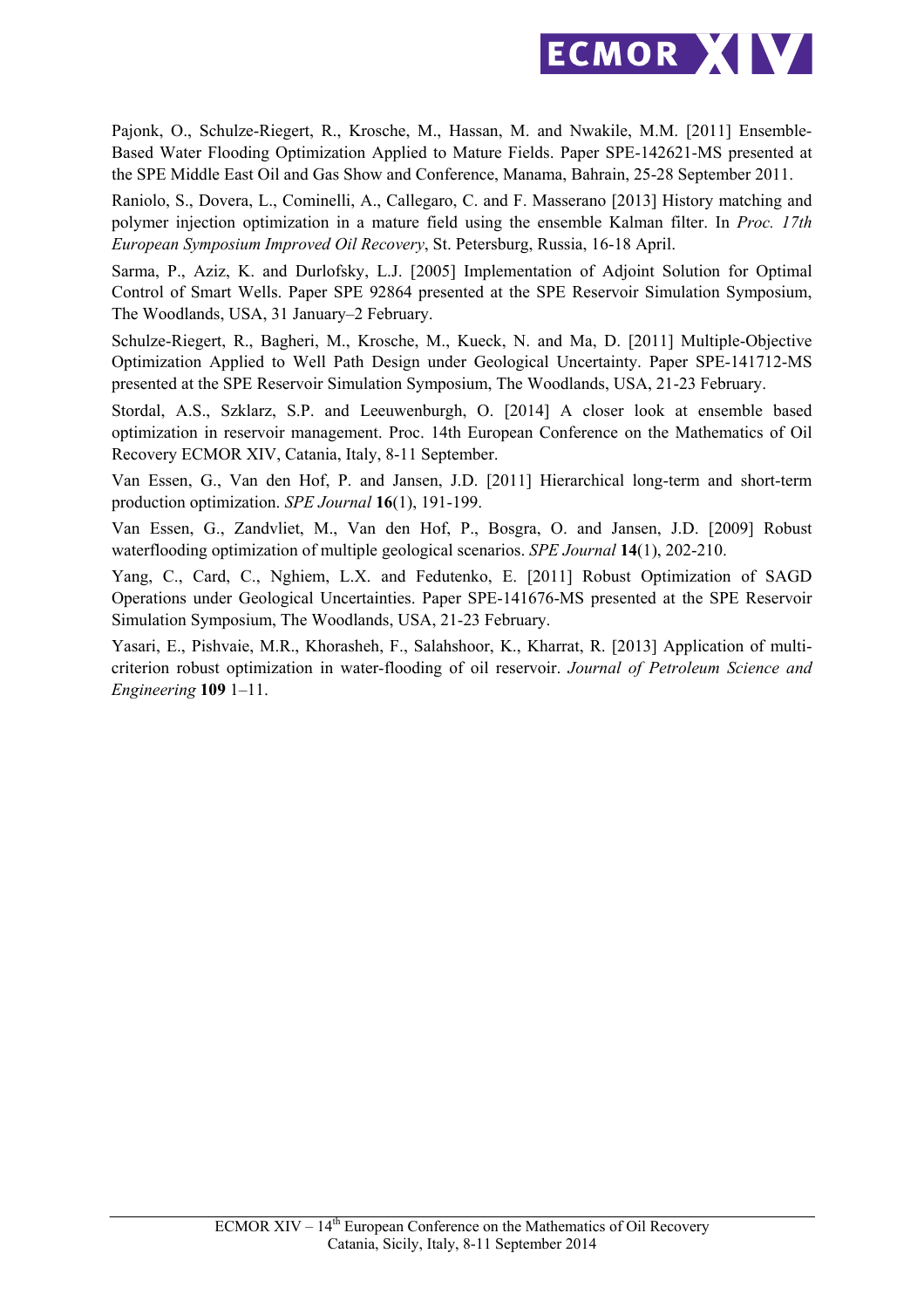Pajonk, O., Schulze-Riegert, R., Krosche, M., Hassan, M. and Nwakile, M.M. [2011] Ensemble-Based Water Flooding Optimization Applied to Mature Fields. Paper SPE-142621-MS presented at the SPE Middle East Oil and Gas Show and Conference, Manama, Bahrain, 25-28 September 2011.

Raniolo, S., Dovera, L., Cominelli, A., Callegaro, C. and F. Masserano [2013] History matching and polymer injection optimization in a mature field using the ensemble Kalman filter. In *Proc. 17th European Symposium Improved Oil Recovery*, St. Petersburg, Russia, 16-18 April.

Sarma, P., Aziz, K. and Durlofsky, L.J. [2005] Implementation of Adjoint Solution for Optimal Control of Smart Wells. Paper SPE 92864 presented at the SPE Reservoir Simulation Symposium, The Woodlands, USA, 31 January–2 February.

Schulze-Riegert, R., Bagheri, M., Krosche, M., Kueck, N. and Ma, D. [2011] Multiple-Objective Optimization Applied to Well Path Design under Geological Uncertainty. Paper SPE-141712-MS presented at the SPE Reservoir Simulation Symposium, The Woodlands, USA, 21-23 February.

Stordal, A.S., Szklarz, S.P. and Leeuwenburgh, O. [2014] A closer look at ensemble based optimization in reservoir management. Proc. 14th European Conference on the Mathematics of Oil Recovery ECMOR XIV, Catania, Italy, 8-11 September.

Van Essen, G., Van den Hof, P. and Jansen, J.D. [2011] Hierarchical long-term and short-term production optimization. *SPE Journal* **16**(1), 191-199.

Van Essen, G., Zandvliet, M., Van den Hof, P., Bosgra, O. and Jansen, J.D. [2009] Robust waterflooding optimization of multiple geological scenarios. *SPE Journal* **14**(1), 202-210.

Yang, C., Card, C., Nghiem, L.X. and Fedutenko, E. [2011] Robust Optimization of SAGD Operations under Geological Uncertainties. Paper SPE-141676-MS presented at the SPE Reservoir Simulation Symposium, The Woodlands, USA, 21-23 February.

Yasari, E., Pishvaie, M.R., Khorasheh, F., Salahshoor, K., Kharrat, R. [2013] Application of multi-criterion robust optimization in water-flooding of oil reservoir. *Journal of Petroleum Science and Engineering* **109** 1–11.